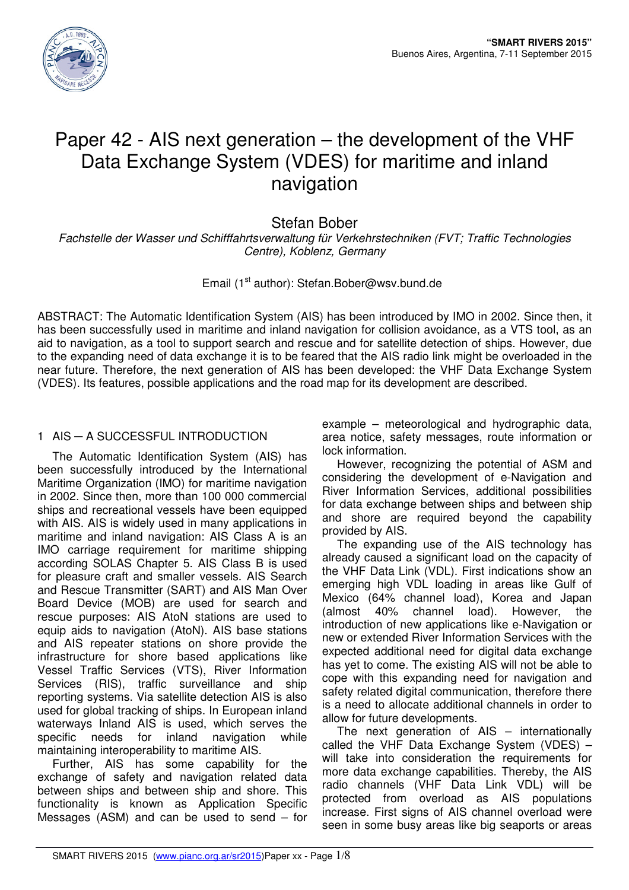# Paper 42 - AIS next generation – the development of the VHF Data Exchange System (VDES) for maritime and inland navigation

Stefan Bober

*Fachstelle der Wasser und Schifffahrtsverwaltung für Verkehrstechniken (FVT; Traffic Technologies Centre), Koblenz, Germany*

Email (1st author): Stefan.Bober@wsv.bund.de

ABSTRACT: The Automatic Identification System (AIS) has been introduced by IMO in 2002. Since then, it has been successfully used in maritime and inland navigation for collision avoidance, as a VTS tool, as an aid to navigation, as a tool to support search and rescue and for satellite detection of ships. However, due to the expanding need of data exchange it is to be feared that the AIS radio link might be overloaded in the near future. Therefore, the next generation of AIS has been developed: the VHF Data Exchange System (VDES). Its features, possible applications and the road map for its development are described.

## 1 AIS – A SUCCESSFUL INTRODUCTION

The Automatic Identification System (AIS) has been successfully introduced by the International Maritime Organization (IMO) for maritime navigation in 2002. Since then, more than 100 000 commercial ships and recreational vessels have been equipped with AIS. AIS is widely used in many applications in maritime and inland navigation: AIS Class A is an IMO carriage requirement for maritime shipping according SOLAS Chapter 5. AIS Class B is used for pleasure craft and smaller vessels. AIS Search and Rescue Transmitter (SART) and AIS Man Over Board Device (MOB) are used for search and rescue purposes: AIS AtoN stations are used to equip aids to navigation (AtoN). AIS base stations and AIS repeater stations on shore provide the infrastructure for shore based applications like Vessel Traffic Services (VTS), River Information Services (RIS), traffic surveillance and ship reporting systems. Via satellite detection AIS is also used for global tracking of ships. In European inland waterways Inland AIS is used, which serves the specific needs for inland navigation while maintaining interoperability to maritime AIS.

Further, AIS has some capability for the exchange of safety and navigation related data between ships and between ship and shore. This functionality is known as Application Specific Messages (ASM) and can be used to send – for example – meteorological and hydrographic data, area notice, safety messages, route information or lock information.

However, recognizing the potential of ASM and considering the development of e-Navigation and River Information Services, additional possibilities for data exchange between ships and between ship and shore are required beyond the capability provided by AIS.

The expanding use of the AIS technology has already caused a significant load on the capacity of the VHF Data Link (VDL). First indications show an emerging high VDL loading in areas like Gulf of Mexico (64% channel load), Korea and Japan (almost 40% channel load). However, the introduction of new applications like e-Navigation or new or extended River Information Services with the expected additional need for digital data exchange has yet to come. The existing AIS will not be able to cope with this expanding need for navigation and safety related digital communication, therefore there is a need to allocate additional channels in order to allow for future developments.

The next generation of AIS – internationally called the VHF Data Exchange System (VDES) – will take into consideration the requirements for more data exchange capabilities. Thereby, the AIS radio channels (VHF Data Link VDL) will be protected from overload as AIS populations increase. First signs of AIS channel overload were seen in some busy areas like big seaports or areas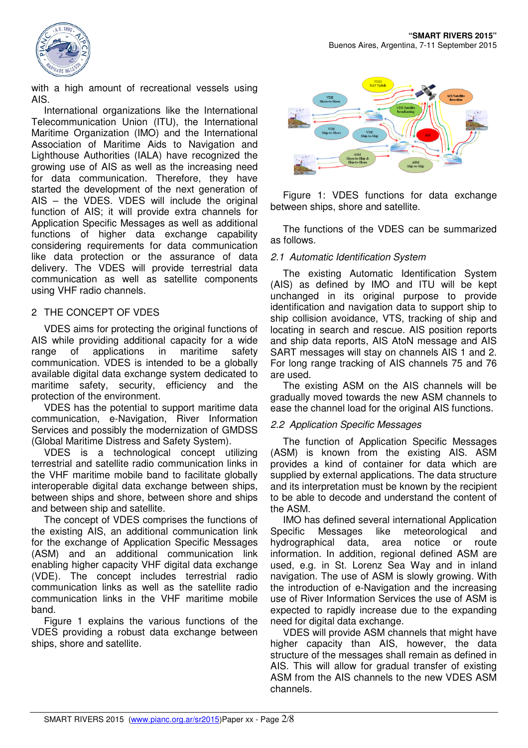with a high amount of recreational vessels using AIS.

International organizations like the International Telecommunication Union (ITU), the International Maritime Organization (IMO) and the International Association of Maritime Aids to Navigation and Lighthouse Authorities (IALA) have recognized the growing use of AIS as well as the increasing need for data communication. Therefore, they have started the development of the next generation of AIS – the VDES. VDES will include the original function of AIS; it will provide extra channels for Application Specific Messages as well as additional functions of higher data exchange capability considering requirements for data communication like data protection or the assurance of data delivery. The VDES will provide terrestrial data communication as well as satellite components using VHF radio channels.

## 2 THE CONCEPT OF VDES

VDES aims for protecting the original functions of AIS while providing additional capacity for a wide range of applications in maritime safety communication. VDES is intended to be a globally available digital data exchange system dedicated to maritime safety, security, efficiency and the protection of the environment.

VDES has the potential to support maritime data communication, e-Navigation, River Information Services and possibly the modernization of GMDSS (Global Maritime Distress and Safety System).

VDES is a technological concept utilizing terrestrial and satellite radio communication links in the VHF maritime mobile band to facilitate globally interoperable digital data exchange between ships, between ships and shore, between shore and ships and between ship and satellite.

The concept of VDES comprises the functions of the existing AIS, an additional communication link for the exchange of Application Specific Messages (ASM) and an additional communication link enabling higher capacity VHF digital data exchange (VDE). The concept includes terrestrial radio communication links as well as the satellite radio communication links in the VHF maritime mobile band.

Figure 1 explains the various functions of the VDES providing a robust data exchange between ships, shore and satellite.

Figure 1: VDES functions for data exchange between ships, shore and satellite.

The functions of the VDES can be summarized as follows.

### *2.1 Automatic Identification System*

The existing Automatic Identification System (AIS) as defined by IMO and ITU will be kept unchanged in its original purpose to provide identification and navigation data to support ship to ship collision avoidance, VTS, tracking of ship and locating in search and rescue. AIS position reports and ship data reports, AIS AtoN message and AIS SART messages will stay on channels AIS 1 and 2. For long range tracking of AIS channels 75 and 76 are used.

The existing ASM on the AIS channels will be gradually moved towards the new ASM channels to ease the channel load for the original AIS functions.

### *2.2 Application Specific Messages*

The function of Application Specific Messages (ASM) is known from the existing AIS. ASM provides a kind of container for data which are supplied by external applications. The data structure and its interpretation must be known by the recipient to be able to decode and understand the content of the ASM.

IMO has defined several international Application Specific Messages like meteorological and hydrographical data, area notice or route information. In addition, regional defined ASM are used, e.g. in St. Lorenz Sea Way and in inland navigation. The use of ASM is slowly growing. With the introduction of e-Navigation and the increasing use of River Information Services the use of ASM is expected to rapidly increase due to the expanding need for digital data exchange.

VDES will provide ASM channels that might have higher capacity than AIS, however, the data structure of the messages shall remain as defined in AIS. This will allow for gradual transfer of existing ASM from the AIS channels to the new VDES ASM channels.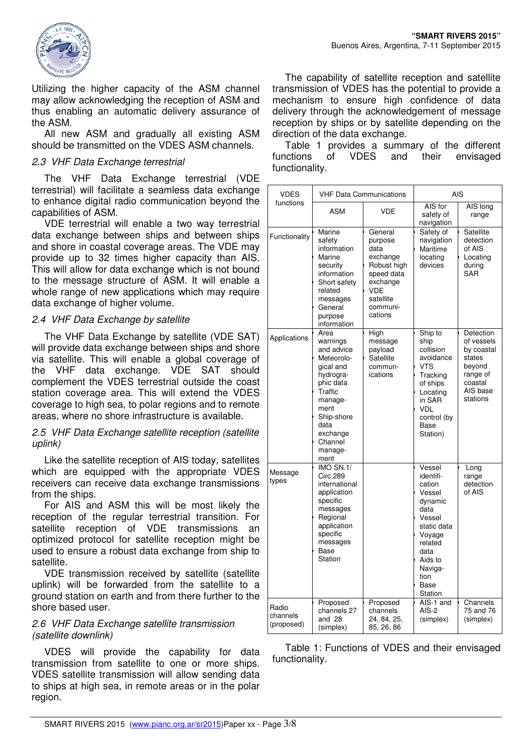Utilizing the higher capacity of the ASM channel may allow acknowledging the reception of ASM and thus enabling an automatic delivery assurance of the ASM.

All new ASM and gradually all existing ASM should be transmitted on the VDES ASM channels.

### *2.3 VHF Data Exchange terrestrial*

The VHF Data Exchange terrestrial (VDE terrestrial) will facilitate a seamless data exchange to enhance digital radio communication beyond the capabilities of ASM.

VDE terrestrial will enable a two way terrestrial data exchange between ships and between ships and shore in coastal coverage areas. The VDE may provide up to 32 times higher capacity than AIS. This will allow for data exchange which is not bound to the message structure of ASM. It will enable a whole range of new applications which may require data exchange of higher volume.

### *2.4 VHF Data Exchange by satellite*

The VHF Data Exchange by satellite (VDE SAT) will provide data exchange between ships and shore via satellite. This will enable a global coverage of the VHF data exchange. VDE SAT should complement the VDES terrestrial outside the coast station coverage area. This will extend the VDES coverage to high sea, to polar regions and to remote areas, where no shore infrastructure is available.

### *2.5 VHF Data Exchange satellite reception (satellite uplink)*

Like the satellite reception of AIS today, satellites which are equipped with the appropriate VDES receivers can receive data exchange transmissions from the ships.

For AIS and ASM this will be most likely the reception of the regular terrestrial transition. For satellite reception of VDE transmissions an optimized protocol for satellite reception might be used to ensure a robust data exchange from ship to satellite.

VDE transmission received by satellite (satellite uplink) will be forwarded from the satellite to a ground station on earth and from there further to the shore based user.

### *2.6 VHF Data Exchange satellite transmission (satellite downlink)*

VDES will provide the capability for data transmission from satellite to one or more ships. VDES satellite transmission will allow sending data to ships at high sea, in remote areas or in the polar region.

The capability of satellite reception and satellite transmission of VDES has the potential to provide a mechanism to ensure high confidence of data delivery through the acknowledgement of message reception by ships or by satellite depending on the direction of the data exchange.

Table 1 provides a summary of the different functions of VDES and their envisaged functionality.

| VDES functions | VHF Data Communications | | AIS | |
|---|---|---|---|---|
| | ASM | VDE | AIS for safety of navigation | AIS long range |
| Functionality | Marine safety information<br>Marine security information<br>Short safety related messages<br>General purpose information | General purpose data exchange<br>Robust high speed data exchange<br>VDE satellite communi-cations | Safety of navigation<br>Maritime locating devices | Satellite detection of AIS<br>Locating during SAR |
| Applications | Area warnings and advice<br>Meteorolo-gical and hydrogra-phic data<br>Traffic manage-ment<br>Ship-shore data exchange<br>Channel manage-ment | High message payload<br>Satellite commun-ications | Ship to ship collision avoidance<br>VTS<br>Tracking of ships<br>Locating in SAR<br>VDL control (by Base Station) | Detection of vessels by coastal states beyond range of coastal AIS base stations |
| Message types | IMO SN.1/ Circ.289 international application specific messages<br>Regional application specific messages<br>Base Station | | Vessel identifi-cation<br>Vessel dynamic data<br>Vessel static data<br>Voyage related data<br>Aids to Naviga-tion<br>Base Station | Long range detection of AIS |
| Radio channels (proposed) | Proposed channels 27 and 28 (simplex) | Proposed channels 24, 84, 25, 85, 26, 86 | AIS-1 and AIS-2 (simplex) | Channels 75 and 76 (simplex) |

Table 1: Functions of VDES and their envisaged functionality.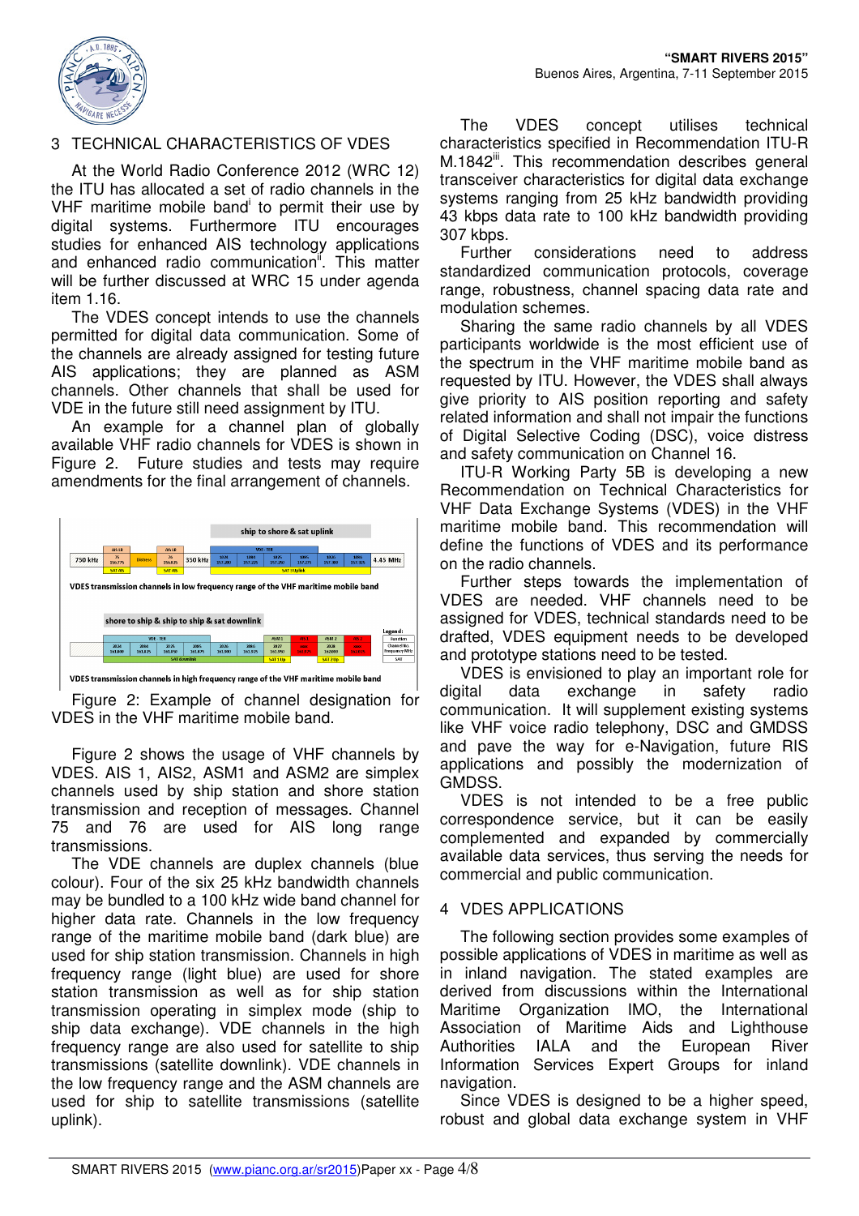## 3 TECHNICAL CHARACTERISTICS OF VDES

At the World Radio Conference 2012 (WRC 12) the ITU has allocated a set of radio channels in the VHF maritime mobile band[i] to permit their use by digital systems. Furthermore ITU encourages studies for enhanced AIS technology applications and enhanced radio communication[ii]. This matter will be further discussed at WRC 15 under agenda item 1.16.

The VDES concept intends to use the channels permitted for digital data communication. Some of the channels are already assigned for testing future AIS applications; they are planned as ASM channels. Other channels that shall be used for VDE in the future still need assignment by ITU.

An example for a channel plan of globally available VHF radio channels for VDES is shown in Figure 2. Future studies and tests may require amendments for the final arrangement of channels.

Figure 2: Example of channel designation for VDES in the VHF maritime mobile band.

Figure 2 shows the usage of VHF channels by VDES. AIS 1, AIS2, ASM1 and ASM2 are simplex channels used by ship station and shore station transmission and reception of messages. Channel 75 and 76 are used for AIS long range transmissions.

The VDE channels are duplex channels (blue colour). Four of the six 25 kHz bandwidth channels may be bundled to a 100 kHz wide band channel for higher data rate. Channels in the low frequency range of the maritime mobile band (dark blue) are used for ship station transmission. Channels in high frequency range (light blue) are used for shore station transmission as well as for ship station transmission operating in simplex mode (ship to ship data exchange). VDE channels in the high frequency range are also used for satellite to ship transmissions (satellite downlink). VDE channels in the low frequency range and the ASM channels are used for ship to satellite transmissions (satellite uplink).

The VDES concept utilises technical characteristics specified in Recommendation ITU-R M.1842[iii]. This recommendation describes general transceiver characteristics for digital data exchange systems ranging from 25 kHz bandwidth providing 43 kbps data rate to 100 kHz bandwidth providing 307 kbps.

Further considerations need to address standardized communication protocols, coverage range, robustness, channel spacing data rate and modulation schemes.

Sharing the same radio channels by all VDES participants worldwide is the most efficient use of the spectrum in the VHF maritime mobile band as requested by ITU. However, the VDES shall always give priority to AIS position reporting and safety related information and shall not impair the functions of Digital Selective Coding (DSC), voice distress and safety communication on Channel 16.

ITU-R Working Party 5B is developing a new Recommendation on Technical Characteristics for VHF Data Exchange Systems (VDES) in the VHF maritime mobile band. This recommendation will define the functions of VDES and its performance on the radio channels.

Further steps towards the implementation of VDES are needed. VHF channels need to be assigned for VDES, technical standards need to be drafted, VDES equipment needs to be developed and prototype stations need to be tested.

VDES is envisioned to play an important role for digital data exchange in safety radio communication. It will supplement existing systems like VHF voice radio telephony, DSC and GMDSS and pave the way for e-Navigation, future RIS applications and possibly the modernization of GMDSS.

VDES is not intended to be a free public correspondence service, but it can be easily complemented and expanded by commercially available data services, thus serving the needs for commercial and public communication.

## 4 VDES APPLICATIONS

The following section provides some examples of possible applications of VDES in maritime as well as in inland navigation. The stated examples are derived from discussions within the International Maritime Organization IMO, the International Association of Maritime Aids and Lighthouse Authorities IALA and the European River Information Services Expert Groups for inland navigation.

Since VDES is designed to be a higher speed, robust and global data exchange system in VHF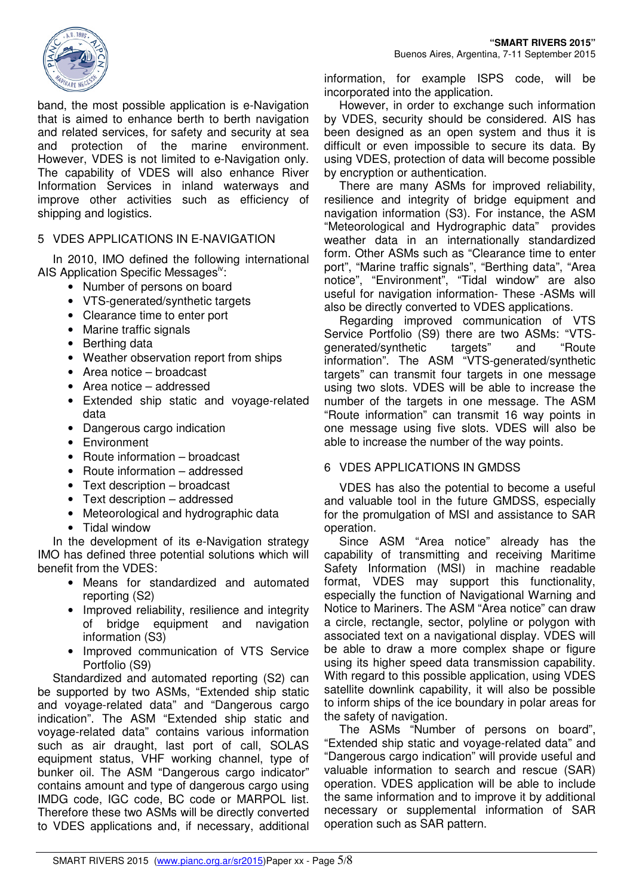band, the most possible application is e-Navigation that is aimed to enhance berth to berth navigation and related services, for safety and security at sea and protection of the marine environment. However, VDES is not limited to e-Navigation only. The capability of VDES will also enhance River Information Services in inland waterways and improve other activities such as efficiency of shipping and logistics.

## 5 VDES APPLICATIONS IN E-NAVIGATION

In 2010, IMO defined the following international AIS Application Specific Messages[iv]:

- Number of persons on board
- VTS-generated/synthetic targets
- Clearance time to enter port
- Marine traffic signals
- Berthing data
- Weather observation report from ships
- Area notice – broadcast
- Area notice – addressed
- Extended ship static and voyage-related data
- Dangerous cargo indication
- Environment
- Route information – broadcast
- Route information – addressed
- Text description – broadcast
- Text description – addressed
- Meteorological and hydrographic data
- Tidal window

In the development of its e-Navigation strategy IMO has defined three potential solutions which will benefit from the VDES:

- Means for standardized and automated reporting (S2)
- Improved reliability, resilience and integrity of bridge equipment and navigation information (S3)
- Improved communication of VTS Service Portfolio (S9)

Standardized and automated reporting (S2) can be supported by two ASMs, "Extended ship static and voyage-related data" and "Dangerous cargo indication". The ASM "Extended ship static and voyage-related data" contains various information such as air draught, last port of call, SOLAS equipment status, VHF working channel, type of bunker oil. The ASM "Dangerous cargo indicator" contains amount and type of dangerous cargo using IMDG code, IGC code, BC code or MARPOL list. Therefore these two ASMs will be directly converted to VDES applications and, if necessary, additional information, for example ISPS code, will be incorporated into the application.

However, in order to exchange such information by VDES, security should be considered. AIS has been designed as an open system and thus it is difficult or even impossible to secure its data. By using VDES, protection of data will become possible by encryption or authentication.

There are many ASMs for improved reliability, resilience and integrity of bridge equipment and navigation information (S3). For instance, the ASM "Meteorological and Hydrographic data" provides weather data in an internationally standardized form. Other ASMs such as "Clearance time to enter port", "Marine traffic signals", "Berthing data", "Area notice", "Environment", "Tidal window" are also useful for navigation information- These -ASMs will also be directly converted to VDES applications.

Regarding improved communication of VTS Service Portfolio (S9) there are two ASMs: "VTS-generated/synthetic targets" and "Route information". The ASM "VTS-generated/synthetic targets" can transmit four targets in one message using two slots. VDES will be able to increase the number of the targets in one message. The ASM "Route information" can transmit 16 way points in one message using five slots. VDES will also be able to increase the number of the way points.

## 6 VDES APPLICATIONS IN GMDSS

VDES has also the potential to become a useful and valuable tool in the future GMDSS, especially for the promulgation of MSI and assistance to SAR operation.

Since ASM "Area notice" already has the capability of transmitting and receiving Maritime Safety Information (MSI) in machine readable format, VDES may support this functionality, especially the function of Navigational Warning and Notice to Mariners. The ASM "Area notice" can draw a circle, rectangle, sector, polyline or polygon with associated text on a navigational display. VDES will be able to draw a more complex shape or figure using its higher speed data transmission capability. With regard to this possible application, using VDES satellite downlink capability, it will also be possible to inform ships of the ice boundary in polar areas for the safety of navigation.

The ASMs "Number of persons on board", "Extended ship static and voyage-related data" and "Dangerous cargo indication" will provide useful and valuable information to search and rescue (SAR) operation. VDES application will be able to include the same information and to improve it by additional necessary or supplemental information of SAR operation such as SAR pattern.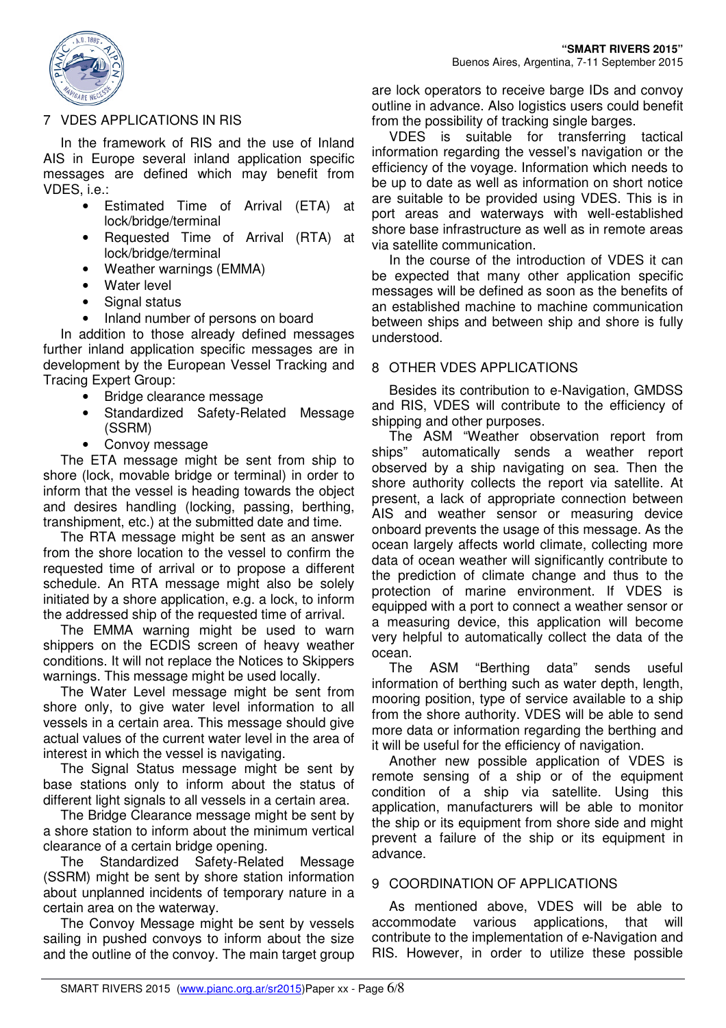## 7 VDES APPLICATIONS IN RIS

In the framework of RIS and the use of Inland AIS in Europe several inland application specific messages are defined which may benefit from VDES, i.e.:

- Estimated Time of Arrival (ETA) at lock/bridge/terminal
- Requested Time of Arrival (RTA) at lock/bridge/terminal
- Weather warnings (EMMA)
- Water level
- Signal status
- Inland number of persons on board

In addition to those already defined messages further inland application specific messages are in development by the European Vessel Tracking and Tracing Expert Group:

- Bridge clearance message
- Standardized Safety-Related Message (SSRM)
- Convoy message

The ETA message might be sent from ship to shore (lock, movable bridge or terminal) in order to inform that the vessel is heading towards the object and desires handling (locking, passing, berthing, transhipment, etc.) at the submitted date and time.

The RTA message might be sent as an answer from the shore location to the vessel to confirm the requested time of arrival or to propose a different schedule. An RTA message might also be solely initiated by a shore application, e.g. a lock, to inform the addressed ship of the requested time of arrival.

The EMMA warning might be used to warn shippers on the ECDIS screen of heavy weather conditions. It will not replace the Notices to Skippers warnings. This message might be used locally.

The Water Level message might be sent from shore only, to give water level information to all vessels in a certain area. This message should give actual values of the current water level in the area of interest in which the vessel is navigating.

The Signal Status message might be sent by base stations only to inform about the status of different light signals to all vessels in a certain area.

The Bridge Clearance message might be sent by a shore station to inform about the minimum vertical clearance of a certain bridge opening.

The Standardized Safety-Related Message (SSRM) might be sent by shore station information about unplanned incidents of temporary nature in a certain area on the waterway.

The Convoy Message might be sent by vessels sailing in pushed convoys to inform about the size and the outline of the convoy. The main target group are lock operators to receive barge IDs and convoy outline in advance. Also logistics users could benefit from the possibility of tracking single barges.

VDES is suitable for transferring tactical information regarding the vessel's navigation or the efficiency of the voyage. Information which needs to be up to date as well as information on short notice are suitable to be provided using VDES. This is in port areas and waterways with well-established shore base infrastructure as well as in remote areas via satellite communication.

In the course of the introduction of VDES it can be expected that many other application specific messages will be defined as soon as the benefits of an established machine to machine communication between ships and between ship and shore is fully understood.

## 8 OTHER VDES APPLICATIONS

Besides its contribution to e-Navigation, GMDSS and RIS, VDES will contribute to the efficiency of shipping and other purposes.

The ASM "Weather observation report from ships" automatically sends a weather report observed by a ship navigating on sea. Then the shore authority collects the report via satellite. At present, a lack of appropriate connection between AIS and weather sensor or measuring device onboard prevents the usage of this message. As the ocean largely affects world climate, collecting more data of ocean weather will significantly contribute to the prediction of climate change and thus to the protection of marine environment. If VDES is equipped with a port to connect a weather sensor or a measuring device, this application will become very helpful to automatically collect the data of the ocean.

The ASM "Berthing data" sends useful information of berthing such as water depth, length, mooring position, type of service available to a ship from the shore authority. VDES will be able to send more data or information regarding the berthing and it will be useful for the efficiency of navigation.

Another new possible application of VDES is remote sensing of a ship or of the equipment condition of a ship via satellite. Using this application, manufacturers will be able to monitor the ship or its equipment from shore side and might prevent a failure of the ship or its equipment in advance.

## 9 COORDINATION OF APPLICATIONS

As mentioned above, VDES will be able to accommodate various applications, that will contribute to the implementation of e-Navigation and RIS. However, in order to utilize these possible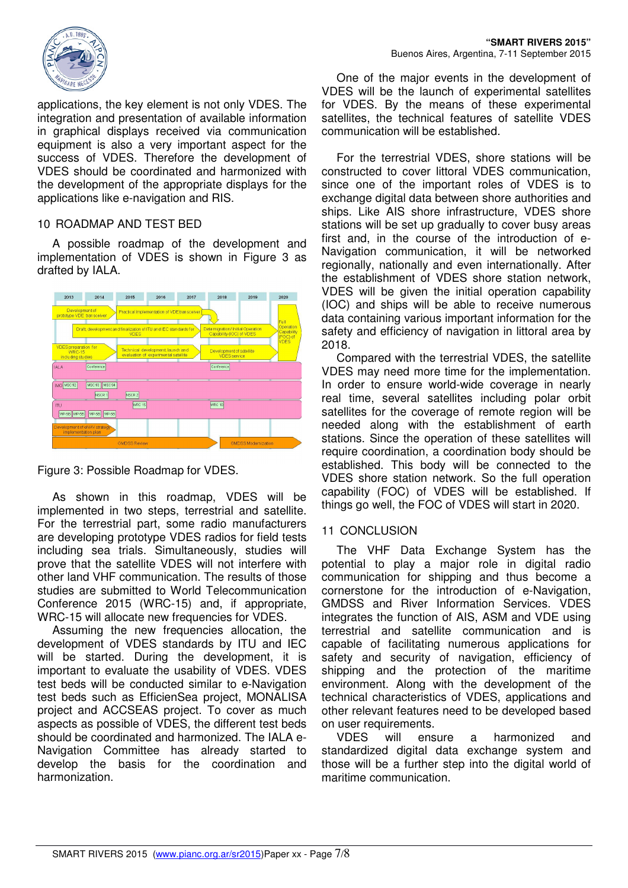applications, the key element is not only VDES. The integration and presentation of available information in graphical displays received via communication equipment is also a very important aspect for the success of VDES. Therefore the development of VDES should be coordinated and harmonized with the development of the appropriate displays for the applications like e-navigation and RIS.

## 10 ROADMAP AND TEST BED

A possible roadmap of the development and implementation of VDES is shown in Figure 3 as drafted by IALA.

Figure 3: Possible Roadmap for VDES.

As shown in this roadmap, VDES will be implemented in two steps, terrestrial and satellite. For the terrestrial part, some radio manufacturers are developing prototype VDES radios for field tests including sea trials. Simultaneously, studies will prove that the satellite VDES will not interfere with other land VHF communication. The results of those studies are submitted to World Telecommunication Conference 2015 (WRC-15) and, if appropriate, WRC-15 will allocate new frequencies for VDES.

Assuming the new frequencies allocation, the development of VDES standards by ITU and IEC will be started. During the development, it is important to evaluate the usability of VDES. VDES test beds will be conducted similar to e-Navigation test beds such as EfficienSea project, MONALISA project and ACCSEAS project. To cover as much aspects as possible of VDES, the different test beds should be coordinated and harmonized. The IALA e-Navigation Committee has already started to develop the basis for the coordination and harmonization.

One of the major events in the development of VDES will be the launch of experimental satellites for VDES. By the means of these experimental satellites, the technical features of satellite VDES communication will be established.

For the terrestrial VDES, shore stations will be constructed to cover littoral VDES communication, since one of the important roles of VDES is to exchange digital data between shore authorities and ships. Like AIS shore infrastructure, VDES shore stations will be set up gradually to cover busy areas first and, in the course of the introduction of e-Navigation communication, it will be networked regionally, nationally and even internationally. After the establishment of VDES shore station network, VDES will be given the initial operation capability (IOC) and ships will be able to receive numerous data containing various important information for the safety and efficiency of navigation in littoral area by 2018.

Compared with the terrestrial VDES, the satellite VDES may need more time for the implementation. In order to ensure world-wide coverage in nearly real time, several satellites including polar orbit satellites for the coverage of remote region will be needed along with the establishment of earth stations. Since the operation of these satellites will require coordination, a coordination body should be established. This body will be connected to the VDES shore station network. So the full operation capability (FOC) of VDES will be established. If things go well, the FOC of VDES will start in 2020.

## 11 CONCLUSION

The VHF Data Exchange System has the potential to play a major role in digital radio communication for shipping and thus become a cornerstone for the introduction of e-Navigation, GMDSS and River Information Services. VDES integrates the function of AIS, ASM and VDE using terrestrial and satellite communication and is capable of facilitating numerous applications for safety and security of navigation, efficiency of shipping and the protection of the maritime environment. Along with the development of the technical characteristics of VDES, applications and other relevant features need to be developed based on user requirements.

VDES will ensure a harmonized and standardized digital data exchange system and those will be a further step into the digital world of maritime communication.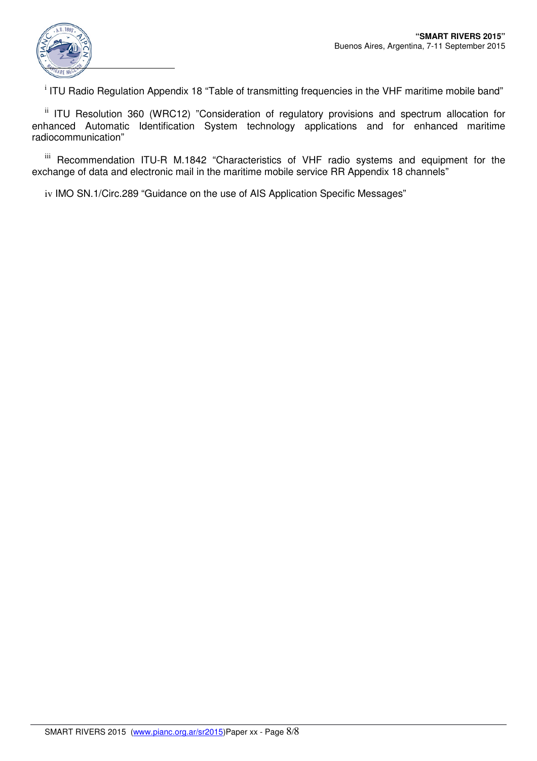[i] ITU Radio Regulation Appendix 18 “Table of transmitting frequencies in the VHF maritime mobile band”

[ii] ITU Resolution 360 (WRC12) ”Consideration of regulatory provisions and spectrum allocation for enhanced Automatic Identification System technology applications and for enhanced maritime radiocommunication”

[iii] Recommendation ITU-R M.1842 “Characteristics of VHF radio systems and equipment for the exchange of data and electronic mail in the maritime mobile service RR Appendix 18 channels”

[iv] IMO SN.1/Circ.289 “Guidance on the use of AIS Application Specific Messages”